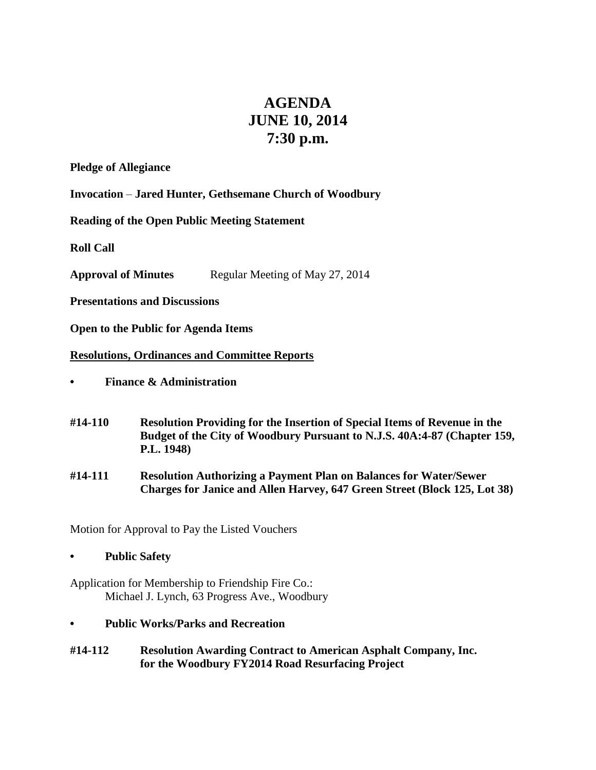# AGENDA
# JUNE 10, 2014
# 7:30 p.m.

**Pledge of Allegiance**

**Invocation** – **Jared Hunter, Gethsemane Church of Woodbury**

**Reading of the Open Public Meeting Statement**

**Roll Call**

**Approval of Minutes** Regular Meeting of May 27, 2014

**Presentations and Discussions**

**Open to the Public for Agenda Items**

**Resolutions, Ordinances and Committee Reports**

- **Finance & Administration**

**#14-110** **Resolution Providing for the Insertion of Special Items of Revenue in the Budget of the City of Woodbury Pursuant to N.J.S. 40A:4-87 (Chapter 159, P.L. 1948)**

**#14-111** **Resolution Authorizing a Payment Plan on Balances for Water/Sewer Charges for Janice and Allen Harvey, 647 Green Street (Block 125, Lot 38)**

Motion for Approval to Pay the Listed Vouchers

- **Public Safety**

Application for Membership to Friendship Fire Co.:
Michael J. Lynch, 63 Progress Ave., Woodbury

- **Public Works/Parks and Recreation**

**#14-112** **Resolution Awarding Contract to American Asphalt Company, Inc. for the Woodbury FY2014 Road Resurfacing Project**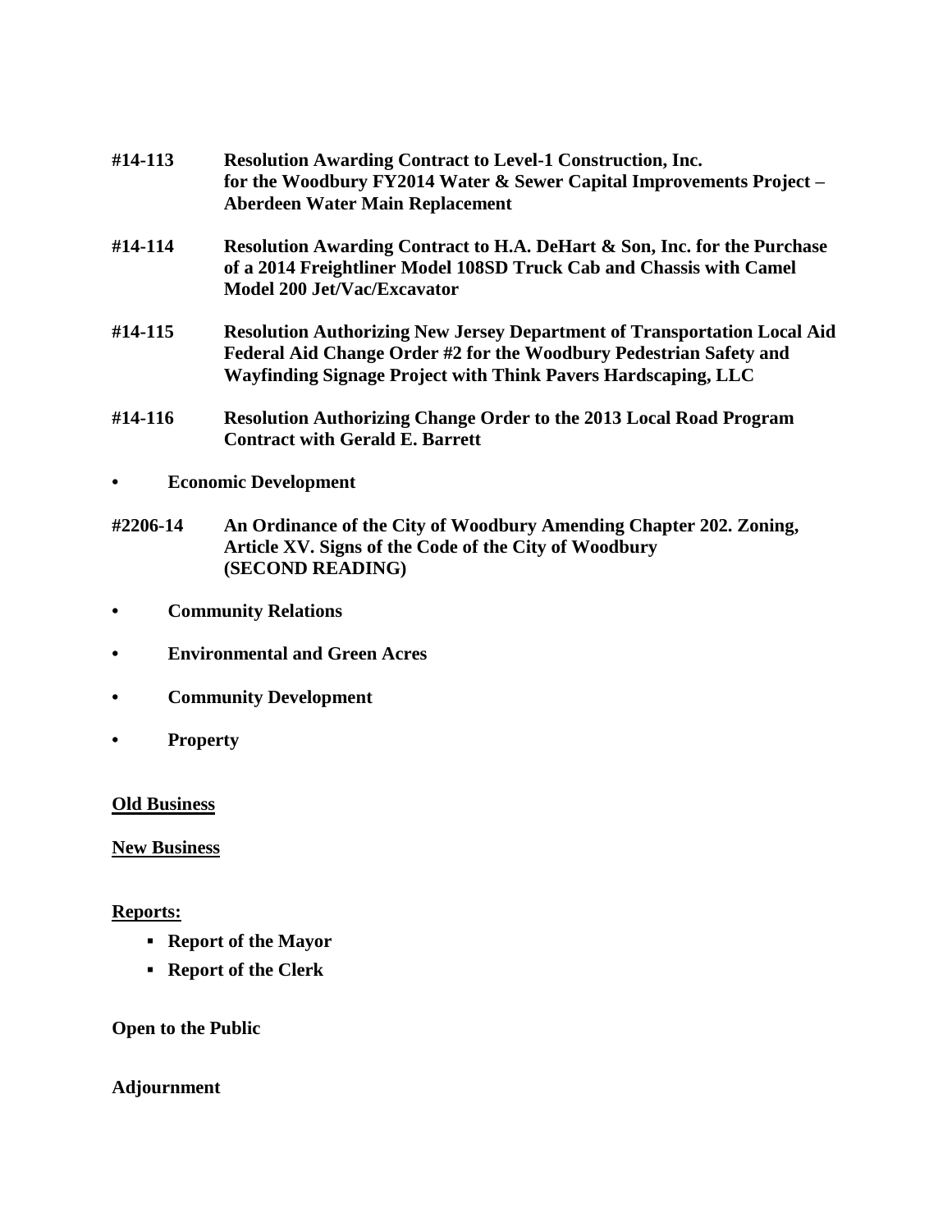**#14-113** **Resolution Awarding Contract to Level-1 Construction, Inc. for the Woodbury FY2014 Water & Sewer Capital Improvements Project – Aberdeen Water Main Replacement**

**#14-114** **Resolution Awarding Contract to H.A. DeHart & Son, Inc. for the Purchase of a 2014 Freightliner Model 108SD Truck Cab and Chassis with Camel Model 200 Jet/Vac/Excavator**

**#14-115** **Resolution Authorizing New Jersey Department of Transportation Local Aid Federal Aid Change Order #2 for the Woodbury Pedestrian Safety and Wayfinding Signage Project with Think Pavers Hardscaping, LLC**

**#14-116** **Resolution Authorizing Change Order to the 2013 Local Road Program Contract with Gerald E. Barrett**

- **Economic Development**

**#2206-14** **An Ordinance of the City of Woodbury Amending Chapter 202. Zoning, Article XV. Signs of the Code of the City of Woodbury (SECOND READING)**

- **Community Relations**
- **Environmental and Green Acres**
- **Community Development**
- **Property**

**<u>Old Business</u>**

**<u>New Business</u>**

**<u>Reports:</u>**

- **Report of the Mayor**
- **Report of the Clerk**

**Open to the Public**

**Adjournment**